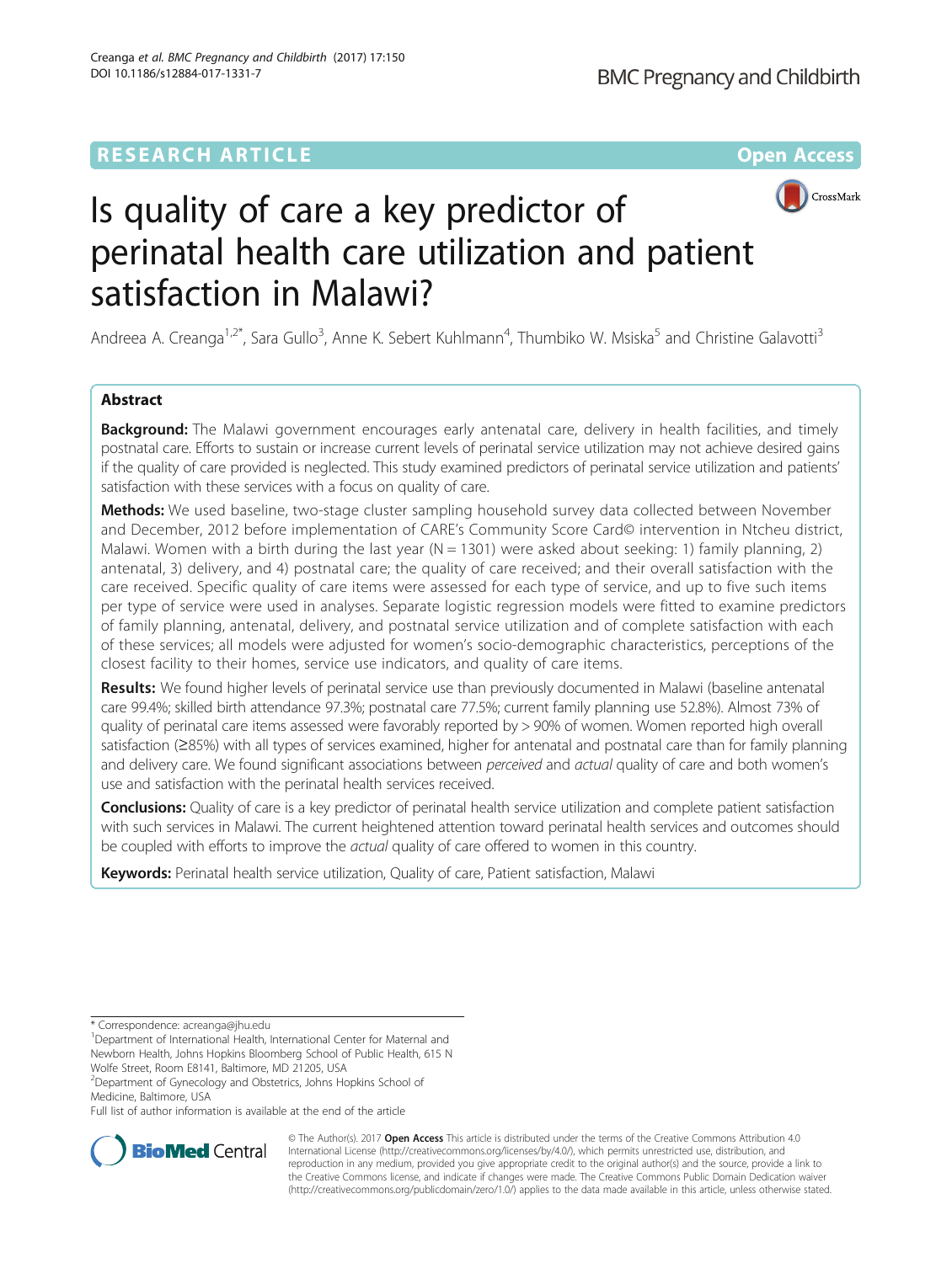RESEARCH ARTICLE

Open Access

# Is quality of care a key predictor of perinatal health care utilization and patient satisfaction in Malawi?

Andreea A. Creanga[1,2*], Sara Gullo[3], Anne K. Sebert Kuhlmann[4], Thumbiko W. Msiska[5] and Christine Galavotti[3]

## Abstract

**Background:** The Malawi government encourages early antenatal care, delivery in health facilities, and timely postnatal care. Efforts to sustain or increase current levels of perinatal service utilization may not achieve desired gains if the quality of care provided is neglected. This study examined predictors of perinatal service utilization and patients' satisfaction with these services with a focus on quality of care.

**Methods:** We used baseline, two-stage cluster sampling household survey data collected between November and December, 2012 before implementation of CARE's Community Score Card© intervention in Ntcheu district, Malawi. Women with a birth during the last year (N = 1301) were asked about seeking: 1) family planning, 2) antenatal, 3) delivery, and 4) postnatal care; the quality of care received; and their overall satisfaction with the care received. Specific quality of care items were assessed for each type of service, and up to five such items per type of service were used in analyses. Separate logistic regression models were fitted to examine predictors of family planning, antenatal, delivery, and postnatal service utilization and of complete satisfaction with each of these services; all models were adjusted for women's socio-demographic characteristics, perceptions of the closest facility to their homes, service use indicators, and quality of care items.

**Results:** We found higher levels of perinatal service use than previously documented in Malawi (baseline antenatal care 99.4%; skilled birth attendance 97.3%; postnatal care 77.5%; current family planning use 52.8%). Almost 73% of quality of perinatal care items assessed were favorably reported by > 90% of women. Women reported high overall satisfaction (≥85%) with all types of services examined, higher for antenatal and postnatal care than for family planning and delivery care. We found significant associations between *perceived* and *actual* quality of care and both women's use and satisfaction with the perinatal health services received.

**Conclusions:** Quality of care is a key predictor of perinatal health service utilization and complete patient satisfaction with such services in Malawi. The current heightened attention toward perinatal health services and outcomes should be coupled with efforts to improve the *actual* quality of care offered to women in this country.

**Keywords:** Perinatal health service utilization, Quality of care, Patient satisfaction, Malawi

---

\* Correspondence: acreanga@jhu.edu

[1]Department of International Health, International Center for Maternal and Newborn Health, Johns Hopkins Bloomberg School of Public Health, 615 N Wolfe Street, Room E8141, Baltimore, MD 21205, USA

[2]Department of Gynecology and Obstetrics, Johns Hopkins School of Medicine, Baltimore, USA

Full list of author information is available at the end of the article

© The Author(s). 2017 **Open Access** This article is distributed under the terms of the Creative Commons Attribution 4.0 International License (http://creativecommons.org/licenses/by/4.0/), which permits unrestricted use, distribution, and reproduction in any medium, provided you give appropriate credit to the original author(s) and the source, provide a link to the Creative Commons license, and indicate if changes were made. The Creative Commons Public Domain Dedication waiver (http://creativecommons.org/publicdomain/zero/1.0/) applies to the data made available in this article, unless otherwise stated.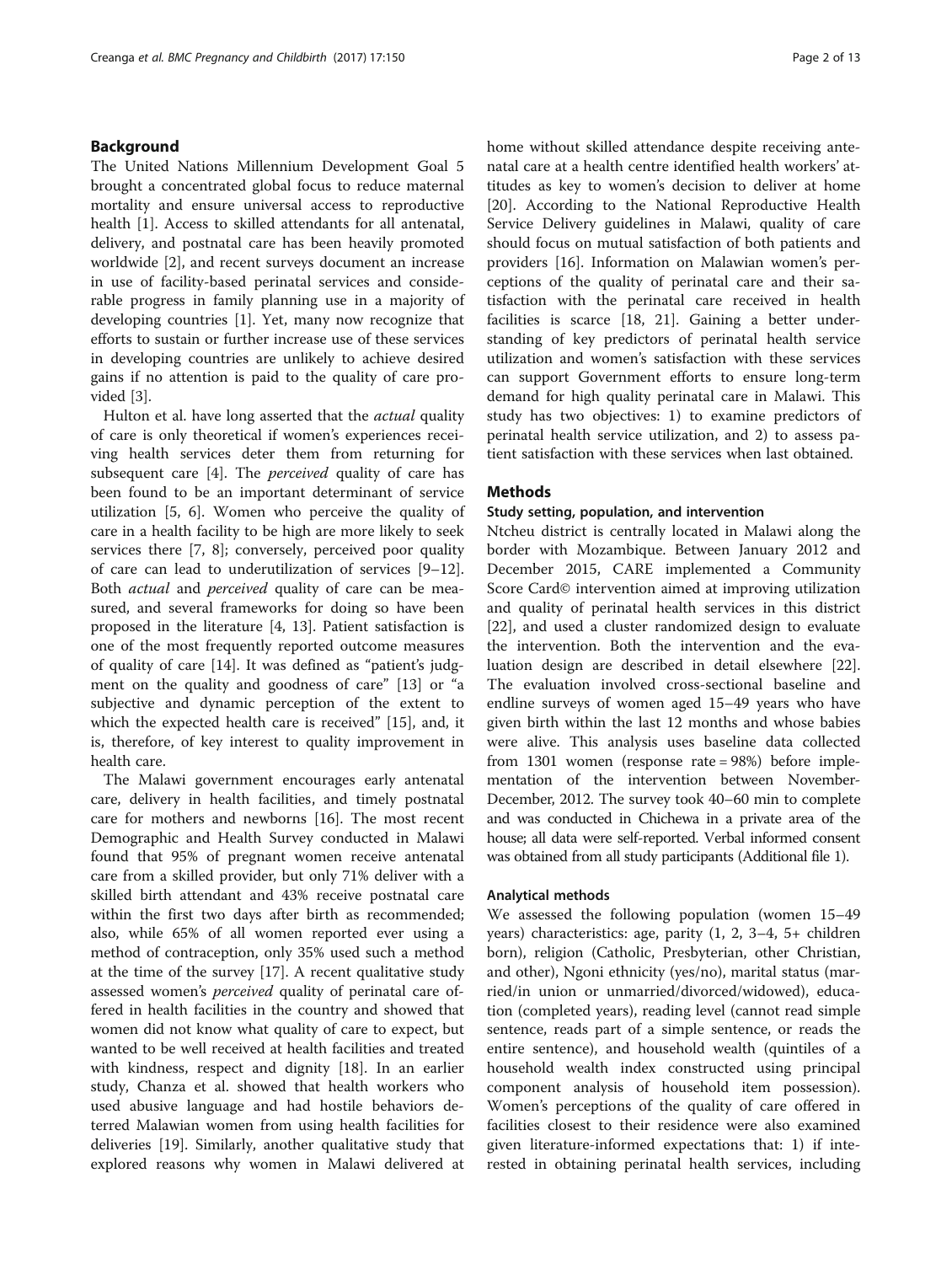## Background

The United Nations Millennium Development Goal 5 brought a concentrated global focus to reduce maternal mortality and ensure universal access to reproductive health [1]. Access to skilled attendants for all antenatal, delivery, and postnatal care has been heavily promoted worldwide [2], and recent surveys document an increase in use of facility-based perinatal services and considerable progress in family planning use in a majority of developing countries [1]. Yet, many now recognize that efforts to sustain or further increase use of these services in developing countries are unlikely to achieve desired gains if no attention is paid to the quality of care provided [3].

Hulton et al. have long asserted that the *actual* quality of care is only theoretical if women's experiences receiving health services deter them from returning for subsequent care [4]. The *perceived* quality of care has been found to be an important determinant of service utilization [5, 6]. Women who perceive the quality of care in a health facility to be high are more likely to seek services there [7, 8]; conversely, perceived poor quality of care can lead to underutilization of services [9–12]. Both *actual* and *perceived* quality of care can be measured, and several frameworks for doing so have been proposed in the literature [4, 13]. Patient satisfaction is one of the most frequently reported outcome measures of quality of care [14]. It was defined as "patient's judgment on the quality and goodness of care" [13] or "a subjective and dynamic perception of the extent to which the expected health care is received" [15], and, it is, therefore, of key interest to quality improvement in health care.

The Malawi government encourages early antenatal care, delivery in health facilities, and timely postnatal care for mothers and newborns [16]. The most recent Demographic and Health Survey conducted in Malawi found that 95% of pregnant women receive antenatal care from a skilled provider, but only 71% deliver with a skilled birth attendant and 43% receive postnatal care within the first two days after birth as recommended; also, while 65% of all women reported ever using a method of contraception, only 35% used such a method at the time of the survey [17]. A recent qualitative study assessed women's *perceived* quality of perinatal care offered in health facilities in the country and showed that women did not know what quality of care to expect, but wanted to be well received at health facilities and treated with kindness, respect and dignity [18]. In an earlier study, Chanza et al. showed that health workers who used abusive language and had hostile behaviors deterred Malawian women from using health facilities for deliveries [19]. Similarly, another qualitative study that explored reasons why women in Malawi delivered at home without skilled attendance despite receiving antenatal care at a health centre identified health workers' attitudes as key to women's decision to deliver at home [20]. According to the National Reproductive Health Service Delivery guidelines in Malawi, quality of care should focus on mutual satisfaction of both patients and providers [16]. Information on Malawian women's perceptions of the quality of perinatal care and their satisfaction with the perinatal care received in health facilities is scarce [18, 21]. Gaining a better understanding of key predictors of perinatal health service utilization and women's satisfaction with these services can support Government efforts to ensure long-term demand for high quality perinatal care in Malawi. This study has two objectives: 1) to examine predictors of perinatal health service utilization, and 2) to assess patient satisfaction with these services when last obtained.

## Methods

### Study setting, population, and intervention

Ntcheu district is centrally located in Malawi along the border with Mozambique. Between January 2012 and December 2015, CARE implemented a Community Score Card© intervention aimed at improving utilization and quality of perinatal health services in this district [22], and used a cluster randomized design to evaluate the intervention. Both the intervention and the evaluation design are described in detail elsewhere [22]. The evaluation involved cross-sectional baseline and endline surveys of women aged 15–49 years who have given birth within the last 12 months and whose babies were alive. This analysis uses baseline data collected from 1301 women (response rate = 98%) before implementation of the intervention between November-December, 2012. The survey took 40–60 min to complete and was conducted in Chichewa in a private area of the house; all data were self-reported. Verbal informed consent was obtained from all study participants (Additional file 1).

### Analytical methods

We assessed the following population (women 15–49 years) characteristics: age, parity (1, 2, 3–4, 5+ children born), religion (Catholic, Presbyterian, other Christian, and other), Ngoni ethnicity (yes/no), marital status (married/in union or unmarried/divorced/widowed), education (completed years), reading level (cannot read simple sentence, reads part of a simple sentence, or reads the entire sentence), and household wealth (quintiles of a household wealth index constructed using principal component analysis of household item possession). Women's perceptions of the quality of care offered in facilities closest to their residence were also examined given literature-informed expectations that: 1) if interested in obtaining perinatal health services, including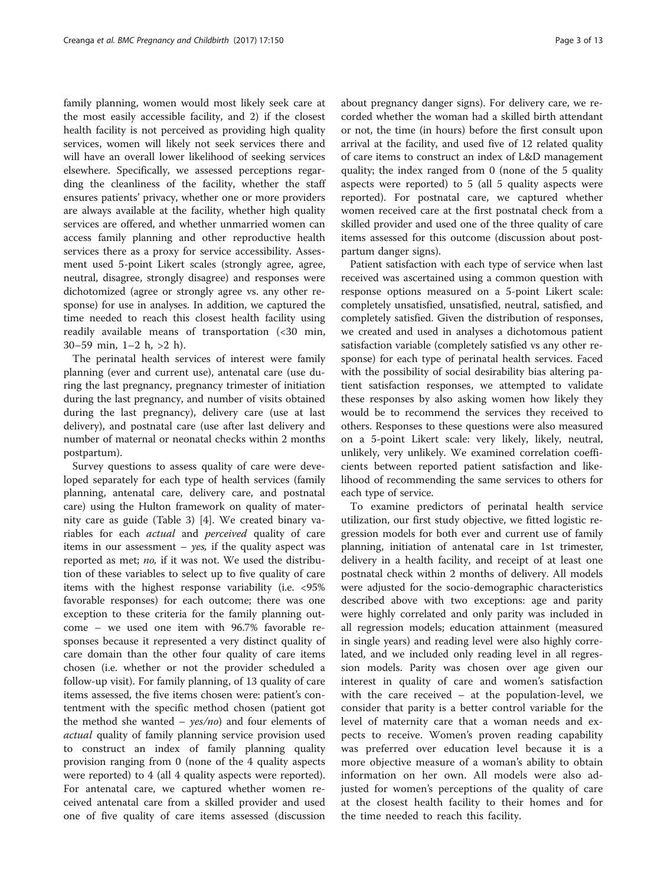family planning, women would most likely seek care at the most easily accessible facility, and 2) if the closest health facility is not perceived as providing high quality services, women will likely not seek services there and will have an overall lower likelihood of seeking services elsewhere. Specifically, we assessed perceptions regarding the cleanliness of the facility, whether the staff ensures patients' privacy, whether one or more providers are always available at the facility, whether high quality services are offered, and whether unmarried women can access family planning and other reproductive health services there as a proxy for service accessibility. Assesment used 5-point Likert scales (strongly agree, agree, neutral, disagree, strongly disagree) and responses were dichotomized (agree or strongly agree vs. any other response) for use in analyses. In addition, we captured the time needed to reach this closest health facility using readily available means of transportation (<30 min, 30–59 min, 1–2 h, >2 h).

The perinatal health services of interest were family planning (ever and current use), antenatal care (use during the last pregnancy, pregnancy trimester of initiation during the last pregnancy, and number of visits obtained during the last pregnancy), delivery care (use at last delivery), and postnatal care (use after last delivery and number of maternal or neonatal checks within 2 months postpartum).

Survey questions to assess quality of care were developed separately for each type of health services (family planning, antenatal care, delivery care, and postnatal care) using the Hulton framework on quality of maternity care as guide (Table 3) [4]. We created binary variables for each *actual* and *perceived* quality of care items in our assessment – *yes,* if the quality aspect was reported as met; *no,* if it was not. We used the distribution of these variables to select up to five quality of care items with the highest response variability (i.e. <95% favorable responses) for each outcome; there was one exception to these criteria for the family planning outcome – we used one item with 96.7% favorable responses because it represented a very distinct quality of care domain than the other four quality of care items chosen (i.e. whether or not the provider scheduled a follow-up visit). For family planning, of 13 quality of care items assessed, the five items chosen were: patient's contentment with the specific method chosen (patient got the method she wanted – *yes/no*) and four elements of *actual* quality of family planning service provision used to construct an index of family planning quality provision ranging from 0 (none of the 4 quality aspects were reported) to 4 (all 4 quality aspects were reported). For antenatal care, we captured whether women received antenatal care from a skilled provider and used one of five quality of care items assessed (discussion about pregnancy danger signs). For delivery care, we recorded whether the woman had a skilled birth attendant or not, the time (in hours) before the first consult upon arrival at the facility, and used five of 12 related quality of care items to construct an index of L&D management quality; the index ranged from 0 (none of the 5 quality aspects were reported) to 5 (all 5 quality aspects were reported). For postnatal care, we captured whether women received care at the first postnatal check from a skilled provider and used one of the three quality of care items assessed for this outcome (discussion about postpartum danger signs).

Patient satisfaction with each type of service when last received was ascertained using a common question with response options measured on a 5-point Likert scale: completely unsatisfied, unsatisfied, neutral, satisfied, and completely satisfied. Given the distribution of responses, we created and used in analyses a dichotomous patient satisfaction variable (completely satisfied vs any other response) for each type of perinatal health services. Faced with the possibility of social desirability bias altering patient satisfaction responses, we attempted to validate these responses by also asking women how likely they would be to recommend the services they received to others. Responses to these questions were also measured on a 5-point Likert scale: very likely, likely, neutral, unlikely, very unlikely. We examined correlation coefficients between reported patient satisfaction and likelihood of recommending the same services to others for each type of service.

To examine predictors of perinatal health service utilization, our first study objective, we fitted logistic regression models for both ever and current use of family planning, initiation of antenatal care in 1st trimester, delivery in a health facility, and receipt of at least one postnatal check within 2 months of delivery. All models were adjusted for the socio-demographic characteristics described above with two exceptions: age and parity were highly correlated and only parity was included in all regression models; education attainment (measured in single years) and reading level were also highly correlated, and we included only reading level in all regression models. Parity was chosen over age given our interest in quality of care and women's satisfaction with the care received – at the population-level, we consider that parity is a better control variable for the level of maternity care that a woman needs and expects to receive. Women's proven reading capability was preferred over education level because it is a more objective measure of a woman's ability to obtain information on her own. All models were also adjusted for women's perceptions of the quality of care at the closest health facility to their homes and for the time needed to reach this facility.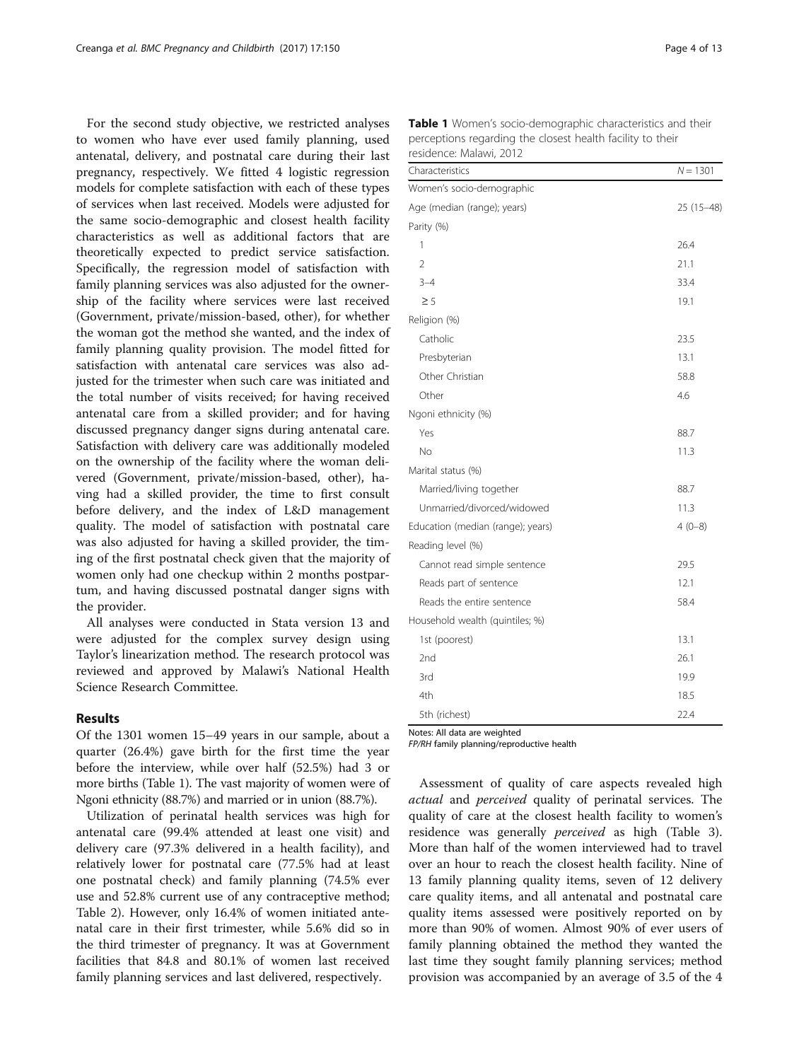For the second study objective, we restricted analyses to women who have ever used family planning, used antenatal, delivery, and postnatal care during their last pregnancy, respectively. We fitted 4 logistic regression models for complete satisfaction with each of these types of services when last received. Models were adjusted for the same socio-demographic and closest health facility characteristics as well as additional factors that are theoretically expected to predict service satisfaction. Specifically, the regression model of satisfaction with family planning services was also adjusted for the ownership of the facility where services were last received (Government, private/mission-based, other), for whether the woman got the method she wanted, and the index of family planning quality provision. The model fitted for satisfaction with antenatal care services was also adjusted for the trimester when such care was initiated and the total number of visits received; for having received antenatal care from a skilled provider; and for having discussed pregnancy danger signs during antenatal care. Satisfaction with delivery care was additionally modeled on the ownership of the facility where the woman delivered (Government, private/mission-based, other), having had a skilled provider, the time to first consult before delivery, and the index of L&D management quality. The model of satisfaction with postnatal care was also adjusted for having a skilled provider, the timing of the first postnatal check given that the majority of women only had one checkup within 2 months postpartum, and having discussed postnatal danger signs with the provider.

All analyses were conducted in Stata version 13 and were adjusted for the complex survey design using Taylor's linearization method. The research protocol was reviewed and approved by Malawi's National Health Science Research Committee.

## Results

Of the 1301 women 15–49 years in our sample, about a quarter (26.4%) gave birth for the first time the year before the interview, while over half (52.5%) had 3 or more births (Table 1). The vast majority of women were of Ngoni ethnicity (88.7%) and married or in union (88.7%).

Utilization of perinatal health services was high for antenatal care (99.4% attended at least one visit) and delivery care (97.3% delivered in a health facility), and relatively lower for postnatal care (77.5% had at least one postnatal check) and family planning (74.5% ever use and 52.8% current use of any contraceptive method; Table 2). However, only 16.4% of women initiated antenatal care in their first trimester, while 5.6% did so in the third trimester of pregnancy. It was at Government facilities that 84.8 and 80.1% of women last received family planning services and last delivered, respectively.

**Table 1** Women's socio-demographic characteristics and their perceptions regarding the closest health facility to their residence: Malawi, 2012

| Characteristics | N = 1301 |
|---|---|
| Women's socio-demographic | |
| Age (median (range); years) | 25 (15–48) |
| Parity (%) | |
| 1 | 26.4 |
| 2 | 21.1 |
| 3–4 | 33.4 |
| ≥ 5 | 19.1 |
| Religion (%) | |
| Catholic | 23.5 |
| Presbyterian | 13.1 |
| Other Christian | 58.8 |
| Other | 4.6 |
| Ngoni ethnicity (%) | |
| Yes | 88.7 |
| No | 11.3 |
| Marital status (%) | |
| Married/living together | 88.7 |
| Unmarried/divorced/widowed | 11.3 |
| Education (median (range); years) | 4 (0–8) |
| Reading level (%) | |
| Cannot read simple sentence | 29.5 |
| Reads part of sentence | 12.1 |
| Reads the entire sentence | 58.4 |
| Household wealth (quintiles; %) | |
| 1st (poorest) | 13.1 |
| 2nd | 26.1 |
| 3rd | 19.9 |
| 4th | 18.5 |
| 5th (richest) | 22.4 |

Notes: All data are weighted
*FP/RH* family planning/reproductive health

Assessment of quality of care aspects revealed high *actual* and *perceived* quality of perinatal services. The quality of care at the closest health facility to women's residence was generally *perceived* as high (Table 3). More than half of the women interviewed had to travel over an hour to reach the closest health facility. Nine of 13 family planning quality items, seven of 12 delivery care quality items, and all antenatal and postnatal care quality items assessed were positively reported on by more than 90% of women. Almost 90% of ever users of family planning obtained the method they wanted the last time they sought family planning services; method provision was accompanied by an average of 3.5 of the 4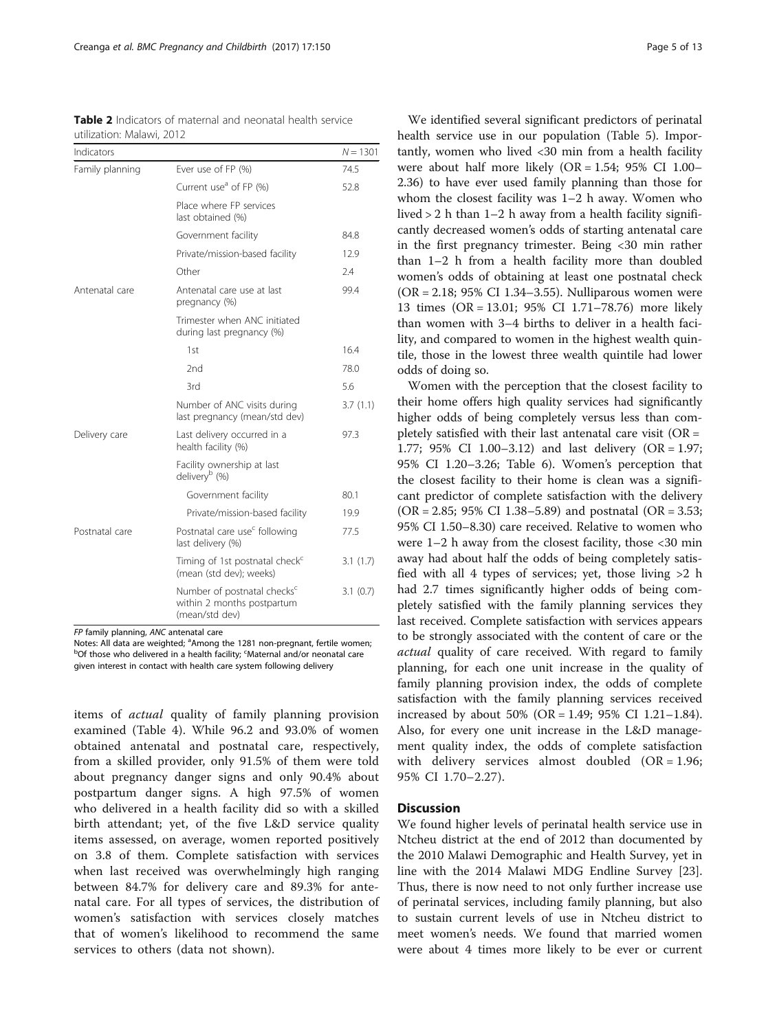**Table 2** Indicators of maternal and neonatal health service utilization: Malawi, 2012

| Indicators | | N = 1301 |
|---|---|---|
| Family planning | Ever use of FP (%) | 74.5 |
| | Current use[a] of FP (%) | 52.8 |
| | Place where FP services last obtained (%) | |
| | Government facility | 84.8 |
| | Private/mission-based facility | 12.9 |
| | Other | 2.4 |
| Antenatal care | Antenatal care use at last pregnancy (%) | 99.4 |
| | Trimester when ANC initiated during last pregnancy (%) | |
| | 1st | 16.4 |
| | 2nd | 78.0 |
| | 3rd | 5.6 |
| | Number of ANC visits during last pregnancy (mean/std dev) | 3.7 (1.1) |
| Delivery care | Last delivery occurred in a health facility (%) | 97.3 |
| | Facility ownership at last delivery[b] (%) | |
| | Government facility | 80.1 |
| | Private/mission-based facility | 19.9 |
| Postnatal care | Postnatal care use[c] following last delivery (%) | 77.5 |
| | Timing of 1st postnatal check[c] (mean (std dev); weeks) | 3.1 (1.7) |
| | Number of postnatal checks[c] within 2 months postpartum (mean/std dev) | 3.1 (0.7) |

*FP* family planning, *ANC* antenatal care

Notes: All data are weighted; [a]Among the 1281 non-pregnant, fertile women; [b]Of those who delivered in a health facility; [c]Maternal and/or neonatal care given interest in contact with health care system following delivery

items of *actual* quality of family planning provision examined (Table 4). While 96.2 and 93.0% of women obtained antenatal and postnatal care, respectively, from a skilled provider, only 91.5% of them were told about pregnancy danger signs and only 90.4% about postpartum danger signs. A high 97.5% of women who delivered in a health facility did so with a skilled birth attendant; yet, of the five L&D service quality items assessed, on average, women reported positively on 3.8 of them. Complete satisfaction with services when last received was overwhelmingly high ranging between 84.7% for delivery care and 89.3% for antenatal care. For all types of services, the distribution of women's satisfaction with services closely matches that of women's likelihood to recommend the same services to others (data not shown).

We identified several significant predictors of perinatal health service use in our population (Table 5). Importantly, women who lived <30 min from a health facility were about half more likely (OR = 1.54; 95% CI 1.00–2.36) to have ever used family planning than those for whom the closest facility was 1–2 h away. Women who lived > 2 h than 1–2 h away from a health facility significantly decreased women's odds of starting antenatal care in the first pregnancy trimester. Being <30 min rather than 1–2 h from a health facility more than doubled women's odds of obtaining at least one postnatal check (OR = 2.18; 95% CI 1.34–3.55). Nulliparous women were 13 times (OR = 13.01; 95% CI 1.71–78.76) more likely than women with 3–4 births to deliver in a health facility, and compared to women in the highest wealth quintile, those in the lowest three wealth quintile had lower odds of doing so.

Women with the perception that the closest facility to their home offers high quality services had significantly higher odds of being completely versus less than completely satisfied with their last antenatal care visit (OR = 1.77; 95% CI 1.00–3.12) and last delivery (OR = 1.97; 95% CI 1.20–3.26; Table 6). Women's perception that the closest facility to their home is clean was a significant predictor of complete satisfaction with the delivery (OR = 2.85; 95% CI 1.38–5.89) and postnatal (OR = 3.53; 95% CI 1.50–8.30) care received. Relative to women who were 1–2 h away from the closest facility, those <30 min away had about half the odds of being completely satisfied with all 4 types of services; yet, those living >2 h had 2.7 times significantly higher odds of being completely satisfied with the family planning services they last received. Complete satisfaction with services appears to be strongly associated with the content of care or the *actual* quality of care received. With regard to family planning, for each one unit increase in the quality of family planning provision index, the odds of complete satisfaction with the family planning services received increased by about 50% (OR = 1.49; 95% CI 1.21–1.84). Also, for every one unit increase in the L&D management quality index, the odds of complete satisfaction with delivery services almost doubled (OR = 1.96; 95% CI 1.70–2.27).

## Discussion

We found higher levels of perinatal health service use in Ntcheu district at the end of 2012 than documented by the 2010 Malawi Demographic and Health Survey, yet in line with the 2014 Malawi MDG Endline Survey [23]. Thus, there is now need to not only further increase use of perinatal services, including family planning, but also to sustain current levels of use in Ntcheu district to meet women's needs. We found that married women were about 4 times more likely to be ever or current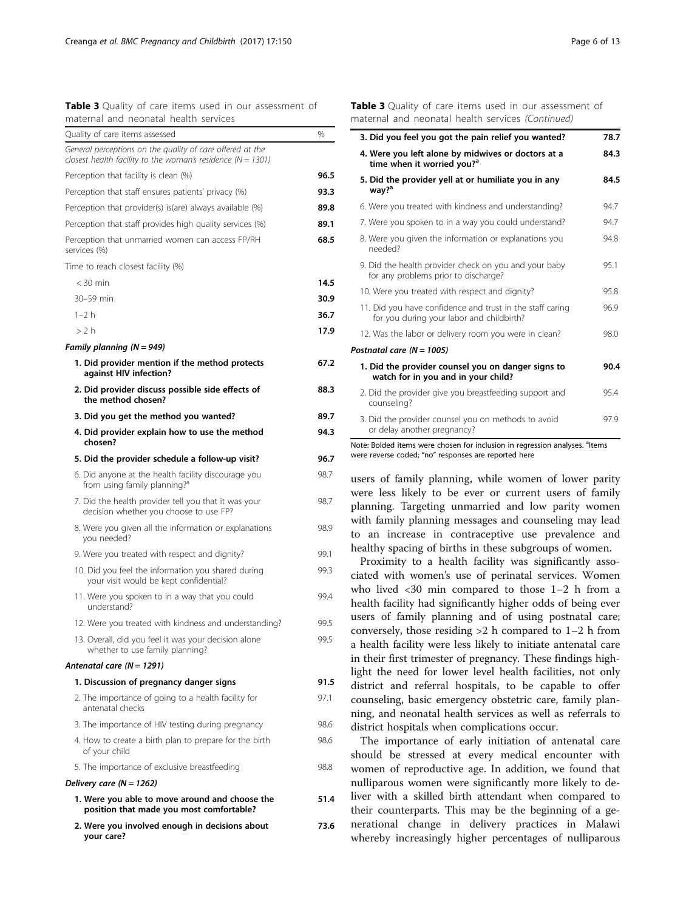**Table 3** Quality of care items used in our assessment of maternal and neonatal health services

| Quality of care items assessed | % |
|---|---|
| *General perceptions on the quality of care offered at the closest health facility to the woman's residence (N = 1301)* | |
| Perception that facility is clean (%) | **96.5** |
| Perception that staff ensures patients' privacy (%) | **93.3** |
| Perception that provider(s) is(are) always available (%) | **89.8** |
| Perception that staff provides high quality services (%) | **89.1** |
| Perception that unmarried women can access FP/RH services (%) | **68.5** |
| Time to reach closest facility (%) | |
| < 30 min | **14.5** |
| 30–59 min | **30.9** |
| 1–2 h | **36.7** |
| > 2 h | **17.9** |
| ***Family planning (N = 949)*** | |
| **1. Did provider mention if the method protects against HIV infection?** | **67.2** |
| **2. Did provider discuss possible side effects of the method chosen?** | **88.3** |
| **3. Did you get the method you wanted?** | **89.7** |
| **4. Did provider explain how to use the method chosen?** | **94.3** |
| **5. Did the provider schedule a follow-up visit?** | **96.7** |
| 6. Did anyone at the health facility discourage you from using family planning?[a] | 98.7 |
| 7. Did the health provider tell you that it was your decision whether you choose to use FP? | 98.7 |
| 8. Were you given all the information or explanations you needed? | 98.9 |
| 9. Were you treated with respect and dignity? | 99.1 |
| 10. Did you feel the information you shared during your visit would be kept confidential? | 99.3 |
| 11. Were you spoken to in a way that you could understand? | 99.4 |
| 12. Were you treated with kindness and understanding? | 99.5 |
| 13. Overall, did you feel it was your decision alone whether to use family planning? | 99.5 |
| ***Antenatal care (N = 1291)*** | |
| **1. Discussion of pregnancy danger signs** | **91.5** |
| 2. The importance of going to a health facility for antenatal checks | 97.1 |
| 3. The importance of HIV testing during pregnancy | 98.6 |
| 4. How to create a birth plan to prepare for the birth of your child | 98.6 |
| 5. The importance of exclusive breastfeeding | 98.8 |
| ***Delivery care (N = 1262)*** | |
| **1. Were you able to move around and choose the position that made you most comfortable?** | **51.4** |
| **2. Were you involved enough in decisions about your care?** | **73.6** |
| **3. Did you feel you got the pain relief you wanted?** | **78.7** |
| **4. Were you left alone by midwives or doctors at a time when it worried you?[a]** | **84.3** |
| **5. Did the provider yell at or humiliate you in any way?[a]** | **84.5** |
| 6. Were you treated with kindness and understanding? | 94.7 |
| 7. Were you spoken to in a way you could understand? | 94.7 |
| 8. Were you given the information or explanations you needed? | 94.8 |
| 9. Did the health provider check on you and your baby for any problems prior to discharge? | 95.1 |
| 10. Were you treated with respect and dignity? | 95.8 |
| 11. Did you have confidence and trust in the staff caring for you during your labor and childbirth? | 96.9 |
| 12. Was the labor or delivery room you were in clean? | 98.0 |
| ***Postnatal care (N = 1005)*** | |
| **1. Did the provider counsel you on danger signs to watch for in you and in your child?** | **90.4** |
| 2. Did the provider give you breastfeeding support and counseling? | 95.4 |
| 3. Did the provider counsel you on methods to avoid or delay another pregnancy? | 97.9 |

Note: Bolded items were chosen for inclusion in regression analyses. [a]Items were reverse coded; "no" responses are reported here

users of family planning, while women of lower parity were less likely to be ever or current users of family planning. Targeting unmarried and low parity women with family planning messages and counseling may lead to an increase in contraceptive use prevalence and healthy spacing of births in these subgroups of women.

Proximity to a health facility was significantly associated with women's use of perinatal services. Women who lived <30 min compared to those 1–2 h from a health facility had significantly higher odds of being ever users of family planning and of using postnatal care; conversely, those residing >2 h compared to 1–2 h from a health facility were less likely to initiate antenatal care in their first trimester of pregnancy. These findings highlight the need for lower level health facilities, not only district and referral hospitals, to be capable to offer counseling, basic emergency obstetric care, family planning, and neonatal health services as well as referrals to district hospitals when complications occur.

The importance of early initiation of antenatal care should be stressed at every medical encounter with women of reproductive age. In addition, we found that nulliparous women were significantly more likely to deliver with a skilled birth attendant when compared to their counterparts. This may be the beginning of a generational change in delivery practices in Malawi whereby increasingly higher percentages of nulliparous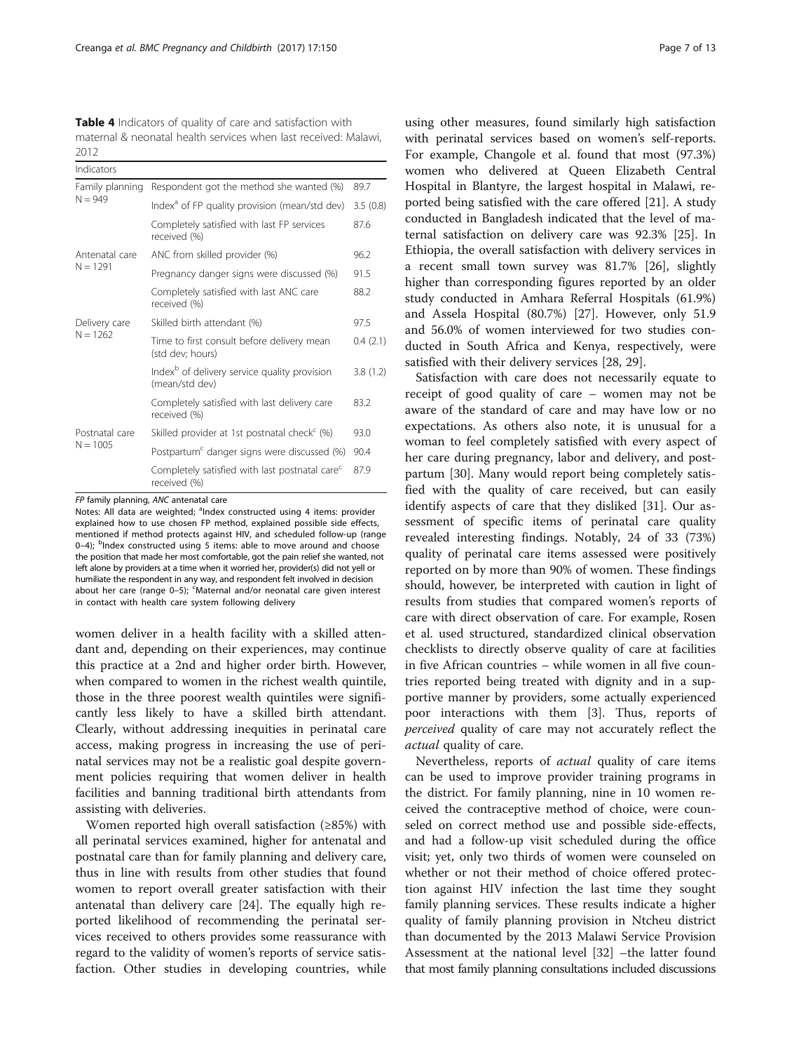**Table 4** Indicators of quality of care and satisfaction with maternal & neonatal health services when last received: Malawi, 2012

| Indicators | | |
|---|---|---|
| Family planning N = 949 | Respondent got the method she wanted (%) | 89.7 |
| | Index[a] of FP quality provision (mean/std dev) | 3.5 (0.8) |
| | Completely satisfied with last FP services received (%) | 87.6 |
| Antenatal care N = 1291 | ANC from skilled provider (%) | 96.2 |
| | Pregnancy danger signs were discussed (%) | 91.5 |
| | Completely satisfied with last ANC care received (%) | 88.2 |
| Delivery care N = 1262 | Skilled birth attendant (%) | 97.5 |
| | Time to first consult before delivery mean (std dev; hours) | 0.4 (2.1) |
| | Index[b] of delivery service quality provision (mean/std dev) | 3.8 (1.2) |
| | Completely satisfied with last delivery care received (%) | 83.2 |
| Postnatal care N = 1005 | Skilled provider at 1st postnatal check[c] (%) | 93.0 |
| | Postpartum[c] danger signs were discussed (%) | 90.4 |
| | Completely satisfied with last postnatal care[c] received (%) | 87.9 |

*FP* family planning, *ANC* antenatal care

Notes: All data are weighted; [a]Index constructed using 4 items: provider explained how to use chosen FP method, explained possible side effects, mentioned if method protects against HIV, and scheduled follow-up (range 0–4); [b]Index constructed using 5 items: able to move around and choose the position that made her most comfortable, got the pain relief she wanted, not left alone by providers at a time when it worried her, provider(s) did not yell or humiliate the respondent in any way, and respondent felt involved in decision about her care (range 0–5); [c]Maternal and/or neonatal care given interest in contact with health care system following delivery

women deliver in a health facility with a skilled attendant and, depending on their experiences, may continue this practice at a 2nd and higher order birth. However, when compared to women in the richest wealth quintile, those in the three poorest wealth quintiles were significantly less likely to have a skilled birth attendant. Clearly, without addressing inequities in perinatal care access, making progress in increasing the use of perinatal services may not be a realistic goal despite government policies requiring that women deliver in health facilities and banning traditional birth attendants from assisting with deliveries.

Women reported high overall satisfaction (≥85%) with all perinatal services examined, higher for antenatal and postnatal care than for family planning and delivery care, thus in line with results from other studies that found women to report overall greater satisfaction with their antenatal than delivery care [24]. The equally high reported likelihood of recommending the perinatal services received to others provides some reassurance with regard to the validity of women's reports of service satisfaction. Other studies in developing countries, while using other measures, found similarly high satisfaction with perinatal services based on women's self-reports. For example, Changole et al. found that most (97.3%) women who delivered at Queen Elizabeth Central Hospital in Blantyre, the largest hospital in Malawi, reported being satisfied with the care offered [21]. A study conducted in Bangladesh indicated that the level of maternal satisfaction on delivery care was 92.3% [25]. In Ethiopia, the overall satisfaction with delivery services in a recent small town survey was 81.7% [26], slightly higher than corresponding figures reported by an older study conducted in Amhara Referral Hospitals (61.9%) and Assela Hospital (80.7%) [27]. However, only 51.9 and 56.0% of women interviewed for two studies conducted in South Africa and Kenya, respectively, were satisfied with their delivery services [28, 29].

Satisfaction with care does not necessarily equate to receipt of good quality of care – women may not be aware of the standard of care and may have low or no expectations. As others also note, it is unusual for a woman to feel completely satisfied with every aspect of her care during pregnancy, labor and delivery, and postpartum [30]. Many would report being completely satisfied with the quality of care received, but can easily identify aspects of care that they disliked [31]. Our assessment of specific items of perinatal care quality revealed interesting findings. Notably, 24 of 33 (73%) quality of perinatal care items assessed were positively reported on by more than 90% of women. These findings should, however, be interpreted with caution in light of results from studies that compared women's reports of care with direct observation of care. For example, Rosen et al. used structured, standardized clinical observation checklists to directly observe quality of care at facilities in five African countries – while women in all five countries reported being treated with dignity and in a supportive manner by providers, some actually experienced poor interactions with them [3]. Thus, reports of *perceived* quality of care may not accurately reflect the *actual* quality of care.

Nevertheless, reports of *actual* quality of care items can be used to improve provider training programs in the district. For family planning, nine in 10 women received the contraceptive method of choice, were counseled on correct method use and possible side-effects, and had a follow-up visit scheduled during the office visit; yet, only two thirds of women were counseled on whether or not their method of choice offered protection against HIV infection the last time they sought family planning services. These results indicate a higher quality of family planning provision in Ntcheu district than documented by the 2013 Malawi Service Provision Assessment at the national level [32] –the latter found that most family planning consultations included discussions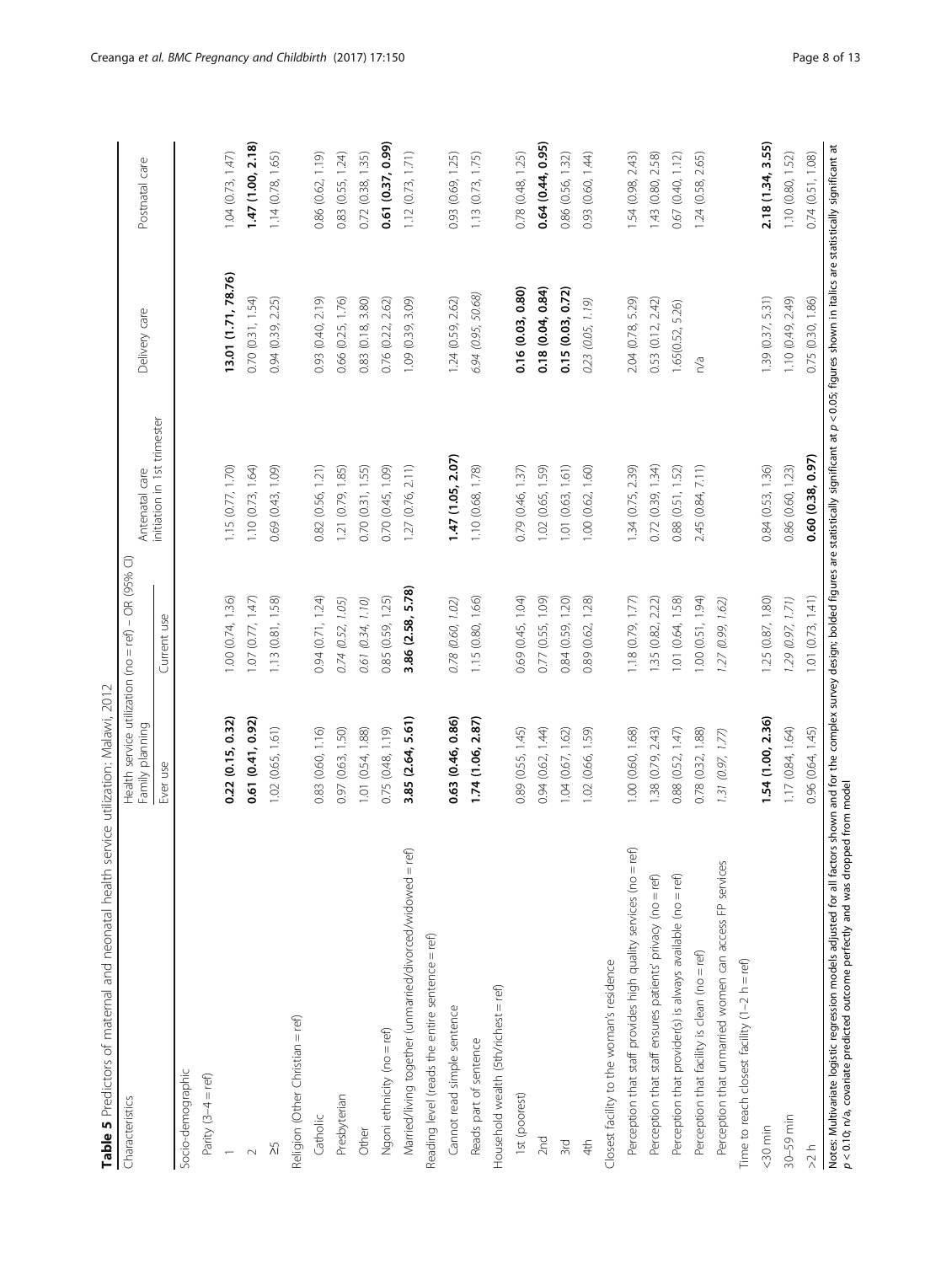**Table 5** Predictors of maternal and neonatal health service utilization: Malawi, 2012

| Characteristics | Health service utilization (no = ref) – OR (95% CI) | | | | |
|---|---|---|---|---|---|
| | Family planning | | Antenatal care initiation in 1st trimester | Delivery care | Postnatal care |
| | Ever use | Current use | | | |
| Socio-demographic | | | | | |
| Parity (3–4 = ref) | | | | | |
| 1 | **0.22 (0.15, 0.32)** | 1.00 (0.74, 1.36) | 1.15 (0.77, 1.70) | **13.01 (1.71, 78.76)** | 1.04 (0.73, 1.47) |
| 2 | **0.61 (0.41, 0.92)** | 1.07 (0.77, 1.47) | 1.10 (0.73, 1.64) | 0.70 (0.31, 1.54) | **1.47 (1.00, 2.18)** |
| ≥5 | 1.02 (0.65, 1.61) | 1.13 (0.81, 1.58) | 0.69 (0.43, 1.09) | 0.94 (0.39, 2.25) | 1.14 (0.78, 1.65) |
| Religion (Other Christian = ref) | | | | | |
| Catholic | 0.83 (0.60, 1.16) | 0.94 (0.71, 1.24) | 0.82 (0.56, 1.21) | 0.93 (0.40, 2.19) | 0.86 (0.62, 1.19) |
| Presbyterian | 0.97 (0.63, 1.50) | *0.74 (0.52, 1.05)* | 1.21 (0.79, 1.85) | 0.66 (0.25, 1.76) | 0.83 (0.55, 1.24) |
| Other | 1.01 (0.54, 1.88) | *0.61 (0.34, 1.10)* | 0.70 (0.31, 1.55) | 0.83 (0.18, 3.80) | 0.72 (0.38, 1.35) |
| Ngoni ethnicity (no = ref) | 0.75 (0.48, 1.19) | 0.85 (0.59, 1.25) | 0.70 (0.45, 1.09) | 0.76 (0.22, 2.62) | **0.61 (0.37, 0.99)** |
| Married/living together (unmarried/divorced/widowed = ref) | **3.85 (2.64, 5.61)** | **3.86 (2.58, 5.78)** | 1.27 (0.76, 2.11) | 1.09 (0.39, 3.09) | 1.12 (0.73, 1.71) |
| Reading level (reads the entire sentence = ref) | | | | | |
| Cannot read simple sentence | **0.63 (0.46, 0.86)** | *0.78 (0.60, 1.02)* | **1.47 (1.05, 2.07)** | 1.24 (0.59, 2.62) | 0.93 (0.69, 1.25) |
| Reads part of sentence | **1.74 (1.06, 2.87)** | 1.15 (0.80, 1.66) | 1.10 (0.68, 1.78) | *6.94 (0.95, 50.68)* | 1.13 (0.73, 1.75) |
| Household wealth (5th/richest = ref) | | | | | |
| 1st (poorest) | 0.89 (0.55, 1.45) | 0.69 (0.45, 1.04) | 0.79 (0.46, 1.37) | **0.16 (0.03, 0.80)** | 0.78 (0.48, 1.25) |
| 2nd | 0.94 (0.62, 1.44) | 0.77 (0.55, 1.09) | 1.02 (0.65, 1.59) | **0.18 (0.04, 0.84)** | **0.64 (0.44, 0.95)** |
| 3rd | 1.04 (0.67, 1.62) | 0.84 (0.59, 1.20) | 1.01 (0.63, 1.61) | **0.15 (0.03, 0.72)** | 0.86 (0.56, 1.32) |
| 4th | 1.02 (0.66, 1.59) | 0.89 (0.62, 1.28) | 1.00 (0.62, 1.60) | *0.23 (0.05, 1.19)* | 0.93 (0.60, 1.44) |
| Closest facility to the woman's residence | | | | | |
| Perception that staff provides high quality services (no = ref) | 1.00 (0.60, 1.68) | 1.18 (0.79, 1.77) | 1.34 (0.75, 2.39) | 2.04 (0.78, 5.29) | 1.54 (0.98, 2.43) |
| Perception that staff ensures patients' privacy (no = ref) | 1.38 (0.79, 2.43) | 1.35 (0.82, 2.22) | 0.72 (0.39, 1.34) | 0.53 (0.12, 2.42) | 1.43 (0.80, 2.58) |
| Perception that provider(s) is always available (no = ref) | 0.88 (0.52, 1.47) | 1.01 (0.64, 1.58) | 0.88 (0.51, 1.52) | 1.65(0.52, 5.26) | 0.67 (0.40, 1.12) |
| Perception that facility is clean (no = ref) | 0.78 (0.32, 1.88) | 1.00 (0.51, 1.94) | 2.45 (0.84, 7.11) | n/a | 1.24 (0.58, 2.65) |
| Perception that unmarried women can access FP services | *1.31 (0.97, 1.77)* | *1.27 (0.99, 1.62)* | | | |
| Time to reach closest facility (1–2 h = ref) | | | | | |
| <30 min | **1.54 (1.00, 2.36)** | 1.25 (0.87, 1.80) | 0.84 (0.53, 1.36) | 1.39 (0.37, 5.31) | **2.18 (1.34, 3.55)** |
| 30–59 min | 1.17 (0.84, 1.64) | *1.29 (0.97, 1.71)* | 0.86 (0.60, 1.23) | 1.10 (0.49, 2.49) | 1.10 (0.80, 1.52) |
| >2 h | 0.96 (0.64, 1.45) | 1.01 (0.73, 1.41) | **0.60 (0.38, 0.97)** | 0.75 (0.30, 1.86) | 0.74 (0.51, 1.08) |

Notes: Multivariate logistic regression models adjusted for all factors shown and for the complex survey design; bolded figures are statistically significant at $p < 0.05$; figures shown in italics are statistically significant at $p < 0.10$; n/a, covariate predicted outcome perfectly and was dropped from model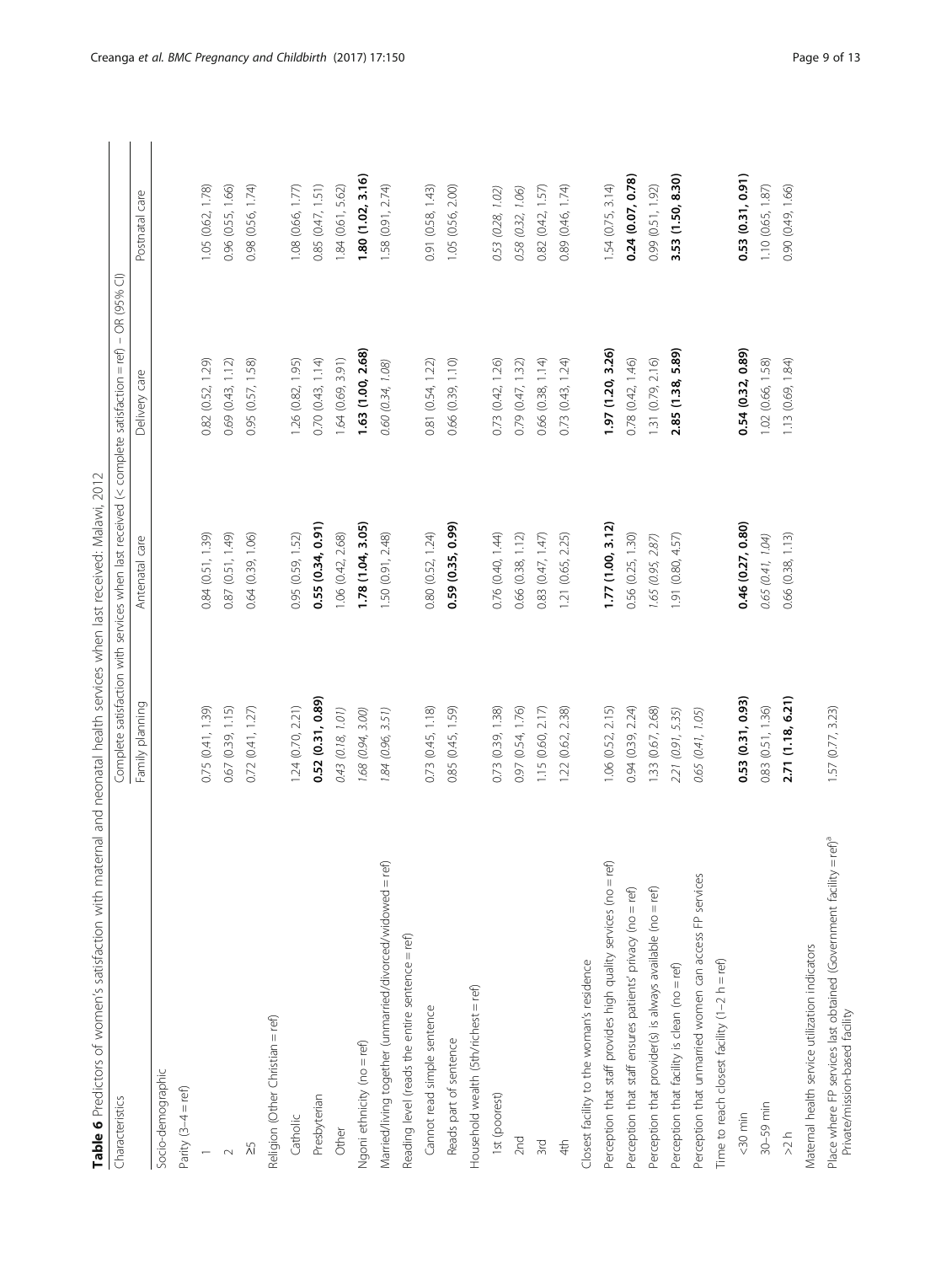**Table 6** Predictors of women's satisfaction with maternal and neonatal health services when last received: Malawi, 2012

| Characteristics | Complete satisfaction with services when last received (< complete satisfaction = ref) – OR (95% CI) | | | |
|---|---|---|---|---|
| | Family planning | Antenatal care | Delivery care | Postnatal care |
| Socio-demographic | | | | |
| Parity (3–4 = ref) | | | | |
| 1 | 0.75 (0.41, 1.39) | 0.84 (0.51, 1.39) | 0.82 (0.52, 1.29) | 1.05 (0.62, 1.78) |
| 2 | 0.67 (0.39, 1.15) | 0.87 (0.51, 1.49) | 0.69 (0.43, 1.12) | 0.96 (0.55, 1.66) |
| ≥5 | 0.72 (0.41, 1.27) | 0.64 (0.39, 1.06) | 0.95 (0.57, 1.58) | 0.98 (0.56, 1.74) |
| Religion (Other Christian = ref) | | | | |
| Catholic | 1.24 (0.70, 2.21) | 0.95 (0.59, 1.52) | 1.26 (0.82, 1.95) | 1.08 (0.66, 1.77) |
| Presbyterian | **0.52 (0.31, 0.89)** | **0.55 (0.34, 0.91)** | 0.70 (0.43, 1.14) | 0.85 (0.47, 1.51) |
| Other | *0.43 (0.18, 1.01)* | 1.06 (0.42, 2.68) | 1.64 (0.69, 3.91) | 1.84 (0.61, 5.62) |
| Ngoni ethnicity (no = ref) | *1.68 (0.94, 3.00)* | **1.78 (1.04, 3.05)** | **1.63 (1.00, 2.68)** | **1.80 (1.02, 3.16)** |
| Married/living together (unmarried/divorced/widowed = ref) | *1.84 (0.96, 3.51)* | 1.50 (0.91, 2.48) | *0.60 (0.34, 1.08)* | 1.58 (0.91, 2.74) |
| Reading level (reads the entire sentence = ref) | | | | |
| Cannot read simple sentence | 0.73 (0.45, 1.18) | 0.80 (0.52, 1.24) | 0.81 (0.54, 1.22) | 0.91 (0.58, 1.43) |
| Reads part of sentence | 0.85 (0.45, 1.59) | **0.59 (0.35, 0.99)** | 0.66 (0.39, 1.10) | 1.05 (0.56, 2.00) |
| Household wealth (5th/richest = ref) | | | | |
| 1st (poorest) | 0.73 (0.39, 1.38) | 0.76 (0.40, 1.44) | 0.73 (0.42, 1.26) | *0.53 (0.28, 1.02)* |
| 2nd | 0.97 (0.54, 1.76) | 0.66 (0.38, 1.12) | 0.79 (0.47, 1.32) | *0.58 (0.32, 1.06)* |
| 3rd | 1.15 (0.60, 2.17) | 0.83 (0.47, 1.47) | 0.66 (0.38, 1.14) | 0.82 (0.42, 1.57) |
| 4th | 1.22 (0.62, 2.38) | 1.21 (0.65, 2.25) | 0.73 (0.43, 1.24) | 0.89 (0.46, 1.74) |
| Closest facility to the woman's residence | | | | |
| Perception that staff provides high quality services (no = ref) | 1.06 (0.52, 2.15) | **1.77 (1.00, 3.12)** | **1.97 (1.20, 3.26)** | 1.54 (0.75, 3.14) |
| Perception that staff ensures patients' privacy (no = ref) | 0.94 (0.39, 2.24) | 0.56 (0.25, 1.30) | 0.78 (0.42, 1.46) | **0.24 (0.07, 0.78)** |
| Perception that provider(s) is always available (no = ref) | 1.33 (0.67, 2.68) | *1.65 (0.95, 2.87)* | 1.31 (0.79, 2.16) | 0.99 (0.51, 1.92) |
| Perception that facility is clean (no = ref) | *2.21 (0.91, 5.35)* | 1.91 (0.80, 4.57) | **2.85 (1.38, 5.89)** | **3.53 (1.50, 8.30)** |
| Perception that unmarried women can access FP services | *0.65 (0.41, 1.05)* | | | |
| Time to reach closest facility (1–2 h = ref) | | | | |
| <30 min | **0.53 (0.31, 0.93)** | **0.46 (0.27, 0.80)** | **0.54 (0.32, 0.89)** | **0.53 (0.31, 0.91)** |
| 30–59 min | 0.83 (0.51, 1.36) | *0.65 (0.41, 1.04)* | 1.02 (0.66, 1.58) | 1.10 (0.65, 1.87) |
| >2 h | **2.71 (1.18, 6.21)** | 0.66 (0.38, 1.13) | 1.13 (0.69, 1.84) | 0.90 (0.49, 1.66) |
| Maternal health service utilization indicators | | | | |
| Place where FP services last obtained (Government facility = ref)[a] Private/mission-based facility | 1.57 (0.77, 3.23) | | | |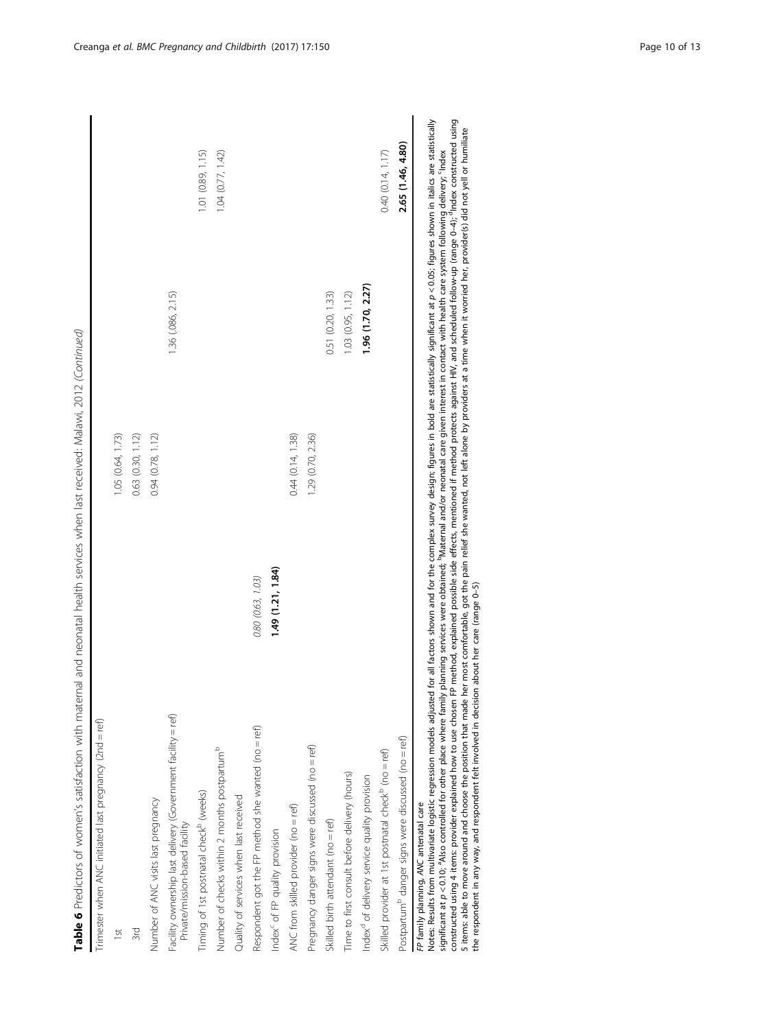**Table 6** Predictors of women's satisfaction with maternal and neonatal health services when last received: Malawi, 2012 *(Continued)*

| | | | | | |
|---|---|---|---|---|---|
| Trimester when ANC initiated last pregnancy (2nd = ref) | | | | | |
| 1st | | 1.05 (0.64, 1.73) | | | |
| 3rd | | 0.63 (0.30, 1.12) | | | |
| Number of ANC visits last pregnancy | | 0.94 (0.78, 1.12) | | | |
| Facility ownership last delivery (Government facility = ref) Private/mission-based facility | | | 1.36 (.086, 2.15) | | |
| Timing of 1st postnatal check[b] (weeks) | | | | | 1.01 (0.89, 1.15) |
| Number of checks within 2 months postpartum[b] | | | | | 1.04 (0.77, 1.42) |
| Quality of services when last received | | | | | |
| Respondent got the FP method she wanted (no = ref) | *0.80 (0.63, 1.03)* | | | | |
| Index[c] of FP quality provision | **1.49 (1.21, 1.84)** | | | | |
| ANC from skilled provider (no = ref) | | 0.44 (0.14, 1.38) | | | |
| Pregnancy danger signs were discussed (no = ref) | | 1.29 (0.70, 2.36) | | | |
| Skilled birth attendant (no = ref) | | | | 0.51 (0.20, 1.33) | |
| Time to first consult before delivery (hours) | | | | 1.03 (0.95, 1.12) | |
| Index[d] of delivery service quality provision | | | | **1.96 (1.70, 2.27)** | |
| Skilled provider at 1st postnatal check[b] (no = ref) | | | | | 0.40 (0.14, 1.17) |
| Postpartum[b] danger signs were discussed (no = ref) | | | | | **2.65 (1.46, 4.80)** |

*FP* family planning, *ANC* antenatal care

Notes: Results from multivariate logistic regression models adjusted for all factors shown and for the complex survey design; figures in bold are statistically significant at $p < 0.05$; figures shown in italics are statistically significant at $p < 0.10$; [a]Also controlled for other place where family planning services were obtained; [b]Maternal and/or neonatal care given interest in contact with health care system following delivery; [c]Index constructed using 4 items: provider explained how to use chosen FP method, explained possible side effects, mentioned if method protects against HIV, and scheduled follow-up (range 0–4); [d]Index constructed using 5 items: able to move around and choose the position that made her most comfortable, got the pain relief she wanted, not left alone by providers at a time when it worried her, provider(s) did not yell or humiliate the respondent in any way, and respondent felt involved in decision about her care (range 0–5)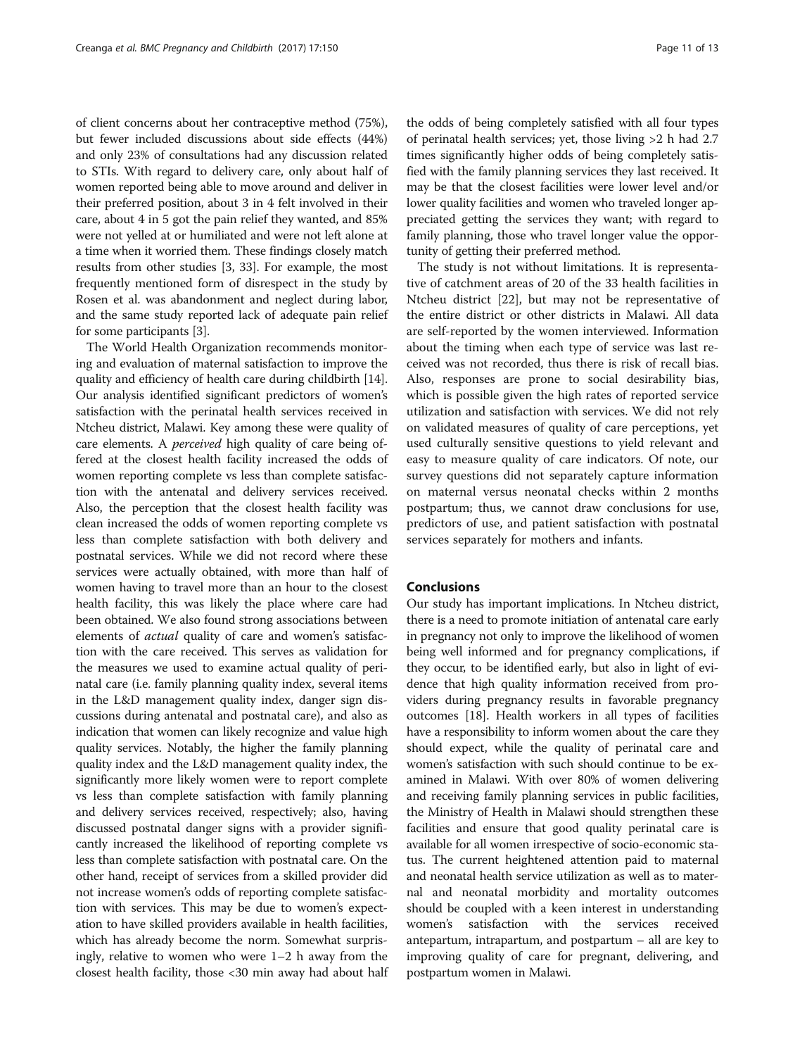of client concerns about her contraceptive method (75%), but fewer included discussions about side effects (44%) and only 23% of consultations had any discussion related to STIs. With regard to delivery care, only about half of women reported being able to move around and deliver in their preferred position, about 3 in 4 felt involved in their care, about 4 in 5 got the pain relief they wanted, and 85% were not yelled at or humiliated and were not left alone at a time when it worried them. These findings closely match results from other studies [3, 33]. For example, the most frequently mentioned form of disrespect in the study by Rosen et al. was abandonment and neglect during labor, and the same study reported lack of adequate pain relief for some participants [3].

The World Health Organization recommends monitoring and evaluation of maternal satisfaction to improve the quality and efficiency of health care during childbirth [14]. Our analysis identified significant predictors of women's satisfaction with the perinatal health services received in Ntcheu district, Malawi. Key among these were quality of care elements. A *perceived* high quality of care being offered at the closest health facility increased the odds of women reporting complete vs less than complete satisfaction with the antenatal and delivery services received. Also, the perception that the closest health facility was clean increased the odds of women reporting complete vs less than complete satisfaction with both delivery and postnatal services. While we did not record where these services were actually obtained, with more than half of women having to travel more than an hour to the closest health facility, this was likely the place where care had been obtained. We also found strong associations between elements of *actual* quality of care and women's satisfaction with the care received. This serves as validation for the measures we used to examine actual quality of perinatal care (i.e. family planning quality index, several items in the L&D management quality index, danger sign discussions during antenatal and postnatal care), and also as indication that women can likely recognize and value high quality services. Notably, the higher the family planning quality index and the L&D management quality index, the significantly more likely women were to report complete vs less than complete satisfaction with family planning and delivery services received, respectively; also, having discussed postnatal danger signs with a provider significantly increased the likelihood of reporting complete vs less than complete satisfaction with postnatal care. On the other hand, receipt of services from a skilled provider did not increase women's odds of reporting complete satisfaction with services. This may be due to women's expectation to have skilled providers available in health facilities, which has already become the norm. Somewhat surprisingly, relative to women who were 1–2 h away from the closest health facility, those <30 min away had about half the odds of being completely satisfied with all four types of perinatal health services; yet, those living >2 h had 2.7 times significantly higher odds of being completely satisfied with the family planning services they last received. It may be that the closest facilities were lower level and/or lower quality facilities and women who traveled longer appreciated getting the services they want; with regard to family planning, those who travel longer value the opportunity of getting their preferred method.

The study is not without limitations. It is representative of catchment areas of 20 of the 33 health facilities in Ntcheu district [22], but may not be representative of the entire district or other districts in Malawi. All data are self-reported by the women interviewed. Information about the timing when each type of service was last received was not recorded, thus there is risk of recall bias. Also, responses are prone to social desirability bias, which is possible given the high rates of reported service utilization and satisfaction with services. We did not rely on validated measures of quality of care perceptions, yet used culturally sensitive questions to yield relevant and easy to measure quality of care indicators. Of note, our survey questions did not separately capture information on maternal versus neonatal checks within 2 months postpartum; thus, we cannot draw conclusions for use, predictors of use, and patient satisfaction with postnatal services separately for mothers and infants.

## Conclusions

Our study has important implications. In Ntcheu district, there is a need to promote initiation of antenatal care early in pregnancy not only to improve the likelihood of women being well informed and for pregnancy complications, if they occur, to be identified early, but also in light of evidence that high quality information received from providers during pregnancy results in favorable pregnancy outcomes [18]. Health workers in all types of facilities have a responsibility to inform women about the care they should expect, while the quality of perinatal care and women's satisfaction with such should continue to be examined in Malawi. With over 80% of women delivering and receiving family planning services in public facilities, the Ministry of Health in Malawi should strengthen these facilities and ensure that good quality perinatal care is available for all women irrespective of socio-economic status. The current heightened attention paid to maternal and neonatal health service utilization as well as to maternal and neonatal morbidity and mortality outcomes should be coupled with a keen interest in understanding women's satisfaction with the services received antepartum, intrapartum, and postpartum – all are key to improving quality of care for pregnant, delivering, and postpartum women in Malawi.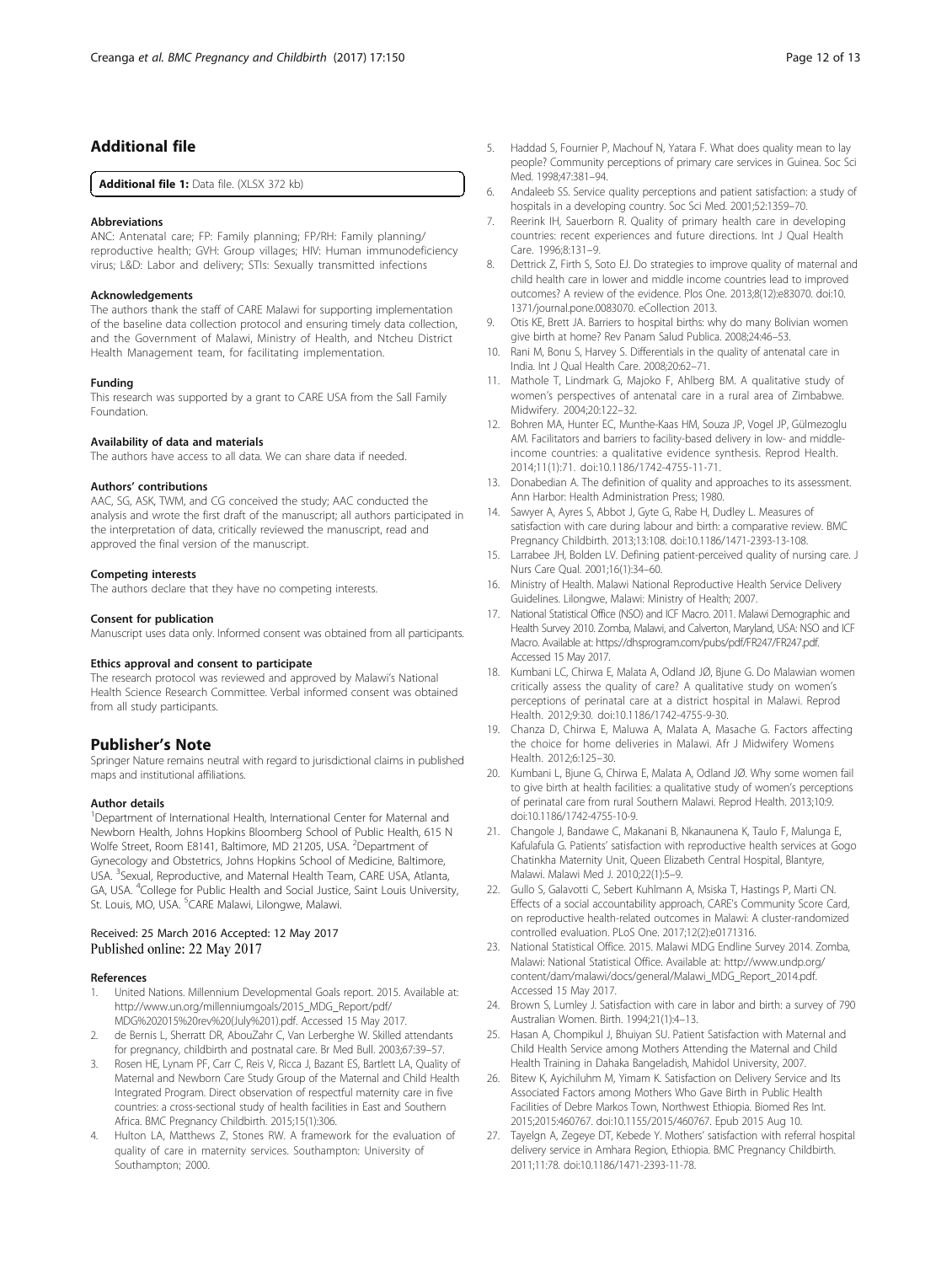## Additional file

**Additional file 1:** Data file. (XLSX 372 kb)

### Abbreviations

ANC: Antenatal care; FP: Family planning; FP/RH: Family planning/reproductive health; GVH: Group villages; HIV: Human immunodeficiency virus; L&D: Labor and delivery; STIs: Sexually transmitted infections

### Acknowledgements

The authors thank the staff of CARE Malawi for supporting implementation of the baseline data collection protocol and ensuring timely data collection, and the Government of Malawi, Ministry of Health, and Ntcheu District Health Management team, for facilitating implementation.

### Funding

This research was supported by a grant to CARE USA from the Sall Family Foundation.

### Availability of data and materials

The authors have access to all data. We can share data if needed.

### Authors' contributions

AAC, SG, ASK, TWM, and CG conceived the study; AAC conducted the analysis and wrote the first draft of the manuscript; all authors participated in the interpretation of data, critically reviewed the manuscript, read and approved the final version of the manuscript.

### Competing interests

The authors declare that they have no competing interests.

### Consent for publication

Manuscript uses data only. Informed consent was obtained from all participants.

### Ethics approval and consent to participate

The research protocol was reviewed and approved by Malawi's National Health Science Research Committee. Verbal informed consent was obtained from all study participants.

## Publisher's Note

Springer Nature remains neutral with regard to jurisdictional claims in published maps and institutional affiliations.

### Author details

[1]Department of International Health, International Center for Maternal and Newborn Health, Johns Hopkins Bloomberg School of Public Health, 615 N Wolfe Street, Room E8141, Baltimore, MD 21205, USA. [2]Department of Gynecology and Obstetrics, Johns Hopkins School of Medicine, Baltimore, USA. [3]Sexual, Reproductive, and Maternal Health Team, CARE USA, Atlanta, GA, USA. [4]College for Public Health and Social Justice, Saint Louis University, St. Louis, MO, USA. [5]CARE Malawi, Lilongwe, Malawi.

Received: 25 March 2016 Accepted: 12 May 2017
Published online: 22 May 2017

### References

1. United Nations. Millennium Developmental Goals report. 2015. Available at: http://www.un.org/millenniumgoals/2015_MDG_Report/pdf/MDG%202015%20rev%20(July%201).pdf. Accessed 15 May 2017.
2. de Bernis L, Sherratt DR, AbouZahr C, Van Lerberghe W. Skilled attendants for pregnancy, childbirth and postnatal care. Br Med Bull. 2003;67:39–57.
3. Rosen HE, Lynam PF, Carr C, Reis V, Ricca J, Bazant ES, Bartlett LA, Quality of Maternal and Newborn Care Study Group of the Maternal and Child Health Integrated Program. Direct observation of respectful maternity care in five countries: a cross-sectional study of health facilities in East and Southern Africa. BMC Pregnancy Childbirth. 2015;15(1):306.
4. Hulton LA, Matthews Z, Stones RW. A framework for the evaluation of quality of care in maternity services. Southampton: University of Southampton; 2000.
5. Haddad S, Fournier P, Machouf N, Yatara F. What does quality mean to lay people? Community perceptions of primary care services in Guinea. Soc Sci Med. 1998;47:381–94.
6. Andaleeb SS. Service quality perceptions and patient satisfaction: a study of hospitals in a developing country. Soc Sci Med. 2001;52:1359–70.
7. Reerink IH, Sauerborn R. Quality of primary health care in developing countries: recent experiences and future directions. Int J Qual Health Care. 1996;8:131–9.
8. Dettrick Z, Firth S, Soto EJ. Do strategies to improve quality of maternal and child health care in lower and middle income countries lead to improved outcomes? A review of the evidence. Plos One. 2013;8(12):e83070. doi:10.1371/journal.pone.0083070. eCollection 2013.
9. Otis KE, Brett JA. Barriers to hospital births: why do many Bolivian women give birth at home? Rev Panam Salud Publica. 2008;24:46–53.
10. Rani M, Bonu S, Harvey S. Differentials in the quality of antenatal care in India. Int J Qual Health Care. 2008;20:62–71.
11. Mathole T, Lindmark G, Majoko F, Ahlberg BM. A qualitative study of women's perspectives of antenatal care in a rural area of Zimbabwe. Midwifery. 2004;20:122–32.
12. Bohren MA, Hunter EC, Munthe-Kaas HM, Souza JP, Vogel JP, Gülmezoglu AM. Facilitators and barriers to facility-based delivery in low- and middle-income countries: a qualitative evidence synthesis. Reprod Health. 2014;11(1):71. doi:10.1186/1742-4755-11-71.
13. Donabedian A. The definition of quality and approaches to its assessment. Ann Harbor: Health Administration Press; 1980.
14. Sawyer A, Ayres S, Abbot J, Gyte G, Rabe H, Dudley L. Measures of satisfaction with care during labour and birth: a comparative review. BMC Pregnancy Childbirth. 2013;13:108. doi:10.1186/1471-2393-13-108.
15. Larrabee JH, Bolden LV. Defining patient-perceived quality of nursing care. J Nurs Care Qual. 2001;16(1):34–60.
16. Ministry of Health. Malawi National Reproductive Health Service Delivery Guidelines. Lilongwe, Malawi: Ministry of Health; 2007.
17. National Statistical Office (NSO) and ICF Macro. 2011. Malawi Demographic and Health Survey 2010. Zomba, Malawi, and Calverton, Maryland, USA: NSO and ICF Macro. Available at: https://dhsprogram.com/pubs/pdf/FR247/FR247.pdf. Accessed 15 May 2017.
18. Kumbani LC, Chirwa E, Malata A, Odland JØ, Bjune G. Do Malawian women critically assess the quality of care? A qualitative study on women's perceptions of perinatal care at a district hospital in Malawi. Reprod Health. 2012;9:30. doi:10.1186/1742-4755-9-30.
19. Chanza D, Chirwa E, Maluwa A, Malata A, Masache G. Factors affecting the choice for home deliveries in Malawi. Afr J Midwifery Womens Health. 2012;6:125–30.
20. Kumbani L, Bjune G, Chirwa E, Malata A, Odland JØ. Why some women fail to give birth at health facilities: a qualitative study of women's perceptions of perinatal care from rural Southern Malawi. Reprod Health. 2013;10:9. doi:10.1186/1742-4755-10-9.
21. Changole J, Bandawe C, Makanani B, Nkanaunena K, Taulo F, Malunga E, Kafulafula G. Patients' satisfaction with reproductive health services at Gogo Chatinkha Maternity Unit, Queen Elizabeth Central Hospital, Blantyre, Malawi. Malawi Med J. 2010;22(1):5–9.
22. Gullo S, Galavotti C, Sebert Kuhlmann A, Msiska T, Hastings P, Marti CN. Effects of a social accountability approach, CARE's Community Score Card, on reproductive health-related outcomes in Malawi: A cluster-randomized controlled evaluation. PLoS One. 2017;12(2):e0171316.
23. National Statistical Office. 2015. Malawi MDG Endline Survey 2014. Zomba, Malawi: National Statistical Office. Available at: http://www.undp.org/content/dam/malawi/docs/general/Malawi_MDG_Report_2014.pdf. Accessed 15 May 2017.
24. Brown S, Lumley J. Satisfaction with care in labor and birth: a survey of 790 Australian Women. Birth. 1994;21(1):4–13.
25. Hasan A, Chompikul J, Bhuiyan SU. Patient Satisfaction with Maternal and Child Health Service among Mothers Attending the Maternal and Child Health Training in Dahaka Bangeladish, Mahidol University, 2007.
26. Bitew K, Ayichiluhm M, Yimam K. Satisfaction on Delivery Service and Its Associated Factors among Mothers Who Gave Birth in Public Health Facilities of Debre Markos Town, Northwest Ethiopia. Biomed Res Int. 2015;2015:460767. doi:10.1155/2015/460767. Epub 2015 Aug 10.
27. Tayelgn A, Zegeye DT, Kebede Y. Mothers' satisfaction with referral hospital delivery service in Amhara Region, Ethiopia. BMC Pregnancy Childbirth. 2011;11:78. doi:10.1186/1471-2393-11-78.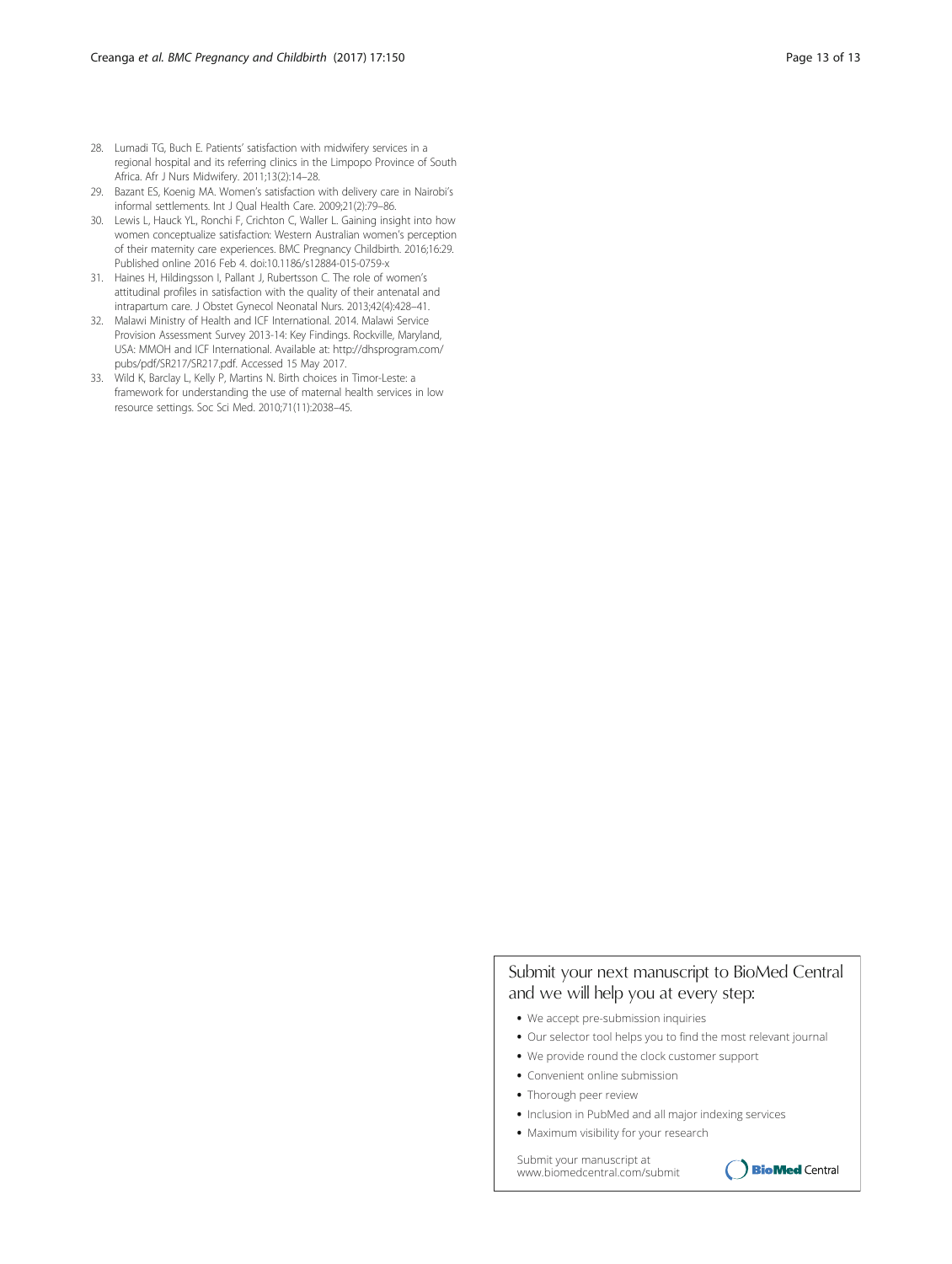28. Lumadi TG, Buch E. Patients' satisfaction with midwifery services in a regional hospital and its referring clinics in the Limpopo Province of South Africa. Afr J Nurs Midwifery. 2011;13(2):14–28.
29. Bazant ES, Koenig MA. Women's satisfaction with delivery care in Nairobi's informal settlements. Int J Qual Health Care. 2009;21(2):79–86.
30. Lewis L, Hauck YL, Ronchi F, Crichton C, Waller L. Gaining insight into how women conceptualize satisfaction: Western Australian women's perception of their maternity care experiences. BMC Pregnancy Childbirth. 2016;16:29. Published online 2016 Feb 4. doi:10.1186/s12884-015-0759-x
31. Haines H, Hildingsson I, Pallant J, Rubertsson C. The role of women's attitudinal profiles in satisfaction with the quality of their antenatal and intrapartum care. J Obstet Gynecol Neonatal Nurs. 2013;42(4):428–41.
32. Malawi Ministry of Health and ICF International. 2014. Malawi Service Provision Assessment Survey 2013-14: Key Findings. Rockville, Maryland, USA: MMOH and ICF International. Available at: http://dhsprogram.com/pubs/pdf/SR217/SR217.pdf. Accessed 15 May 2017.
33. Wild K, Barclay L, Kelly P, Martins N. Birth choices in Timor-Leste: a framework for understanding the use of maternal health services in low resource settings. Soc Sci Med. 2010;71(11):2038–45.

Submit your next manuscript to BioMed Central and we will help you at every step:

- We accept pre-submission inquiries
- Our selector tool helps you to find the most relevant journal
- We provide round the clock customer support
- Convenient online submission
- Thorough peer review
- Inclusion in PubMed and all major indexing services
- Maximum visibility for your research

Submit your manuscript at www.biomedcentral.com/submit

BioMed Central